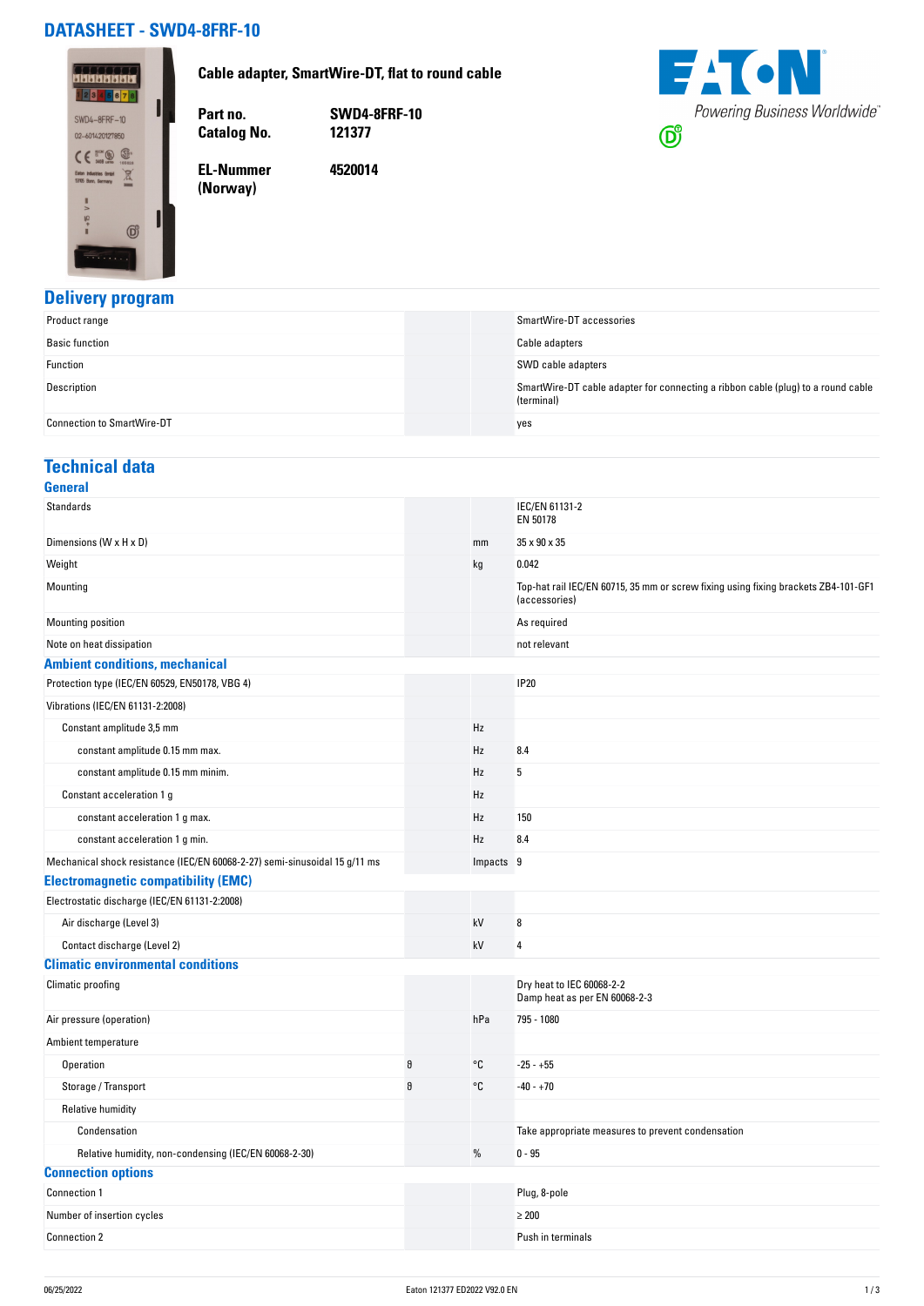# DATASHEET - SWD4-8FRF-10

**Cable adapter, SmartWire-DT, flat to round cable**

| | |
|---|---|
| **Part no.** | **SWD4-8FRF-10** |
| **Catalog No.** | **121377** |
| **EL-Nummer (Norway)** | **4520014** |

Powering Business Worldwide

## Delivery program

| | | | |
|---|---|---|---|
| Product range | | | SmartWire-DT accessories |
| Basic function | | | Cable adapters |
| Function | | | SWD cable adapters |
| Description | | | SmartWire-DT cable adapter for connecting a ribbon cable (plug) to a round cable (terminal) |
| Connection to SmartWire-DT | | | yes |

## Technical data

### General

| | | | |
|---|---|---|---|
| Standards | | | IEC/EN 61131-2<br>EN 50178 |
| Dimensions (W x H x D) | | mm | 35 x 90 x 35 |
| Weight | | kg | 0.042 |
| Mounting | | | Top-hat rail IEC/EN 60715, 35 mm or screw fixing using fixing brackets ZB4-101-GF1 (accessories) |
| Mounting position | | | As required |
| Note on heat dissipation | | | not relevant |

### Ambient conditions, mechanical

| | | | |
|---|---|---|---|
| Protection type (IEC/EN 60529, EN50178, VBG 4) | | | IP20 |
| Vibrations (IEC/EN 61131-2:2008) | | | |
| Constant amplitude 3,5 mm | | Hz | |
| constant amplitude 0.15 mm max. | | Hz | 8.4 |
| constant amplitude 0.15 mm minim. | | Hz | 5 |
| Constant acceleration 1 g | | Hz | |
| constant acceleration 1 g max. | | Hz | 150 |
| constant acceleration 1 g min. | | Hz | 8.4 |
| Mechanical shock resistance (IEC/EN 60068-2-27) semi-sinusoidal 15 g/11 ms | | Impacts | 9 |

### Electromagnetic compatibility (EMC)

| | | | |
|---|---|---|---|
| Electrostatic discharge (IEC/EN 61131-2:2008) | | | |
| Air discharge (Level 3) | | kV | 8 |
| Contact discharge (Level 2) | | kV | 4 |

### Climatic environmental conditions

| | | | |
|---|---|---|---|
| Climatic proofing | | | Dry heat to IEC 60068-2-2<br>Damp heat as per EN 60068-2-3 |
| Air pressure (operation) | | hPa | 795 - 1080 |
| Ambient temperature | | | |
| Operation | ϑ | °C | -25 - +55 |
| Storage / Transport | ϑ | °C | -40 - +70 |
| Relative humidity | | | |
| Condensation | | | Take appropriate measures to prevent condensation |
| Relative humidity, non-condensing (IEC/EN 60068-2-30) | | % | 0 - 95 |

### Connection options

| | | | |
|---|---|---|---|
| Connection 1 | | | Plug, 8-pole |
| Number of insertion cycles | | | ≥ 200 |
| Connection 2 | | | Push in terminals |

06/25/2022 Eaton 121377 ED2022 V92.0 EN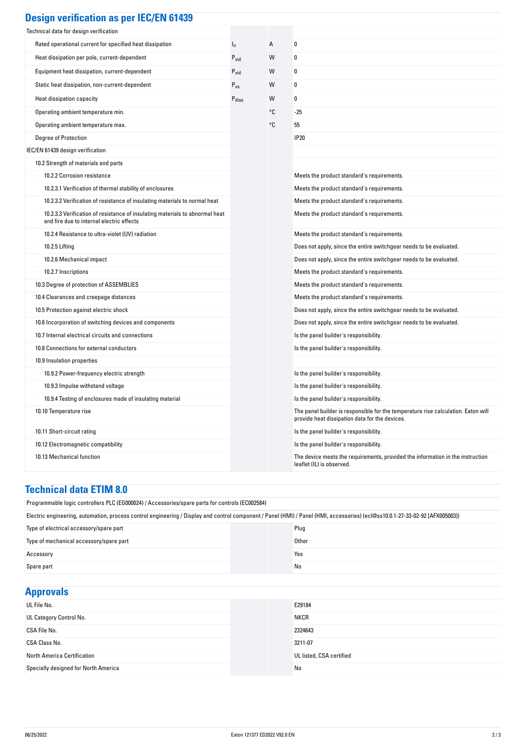## Design verification as per IEC/EN 61439

| | | | |
|---|---|---|---|
| Technical data for design verification | | | |
| Rated operational current for specified heat dissipation | $I_n$ | A | 0 |
| Heat dissipation per pole, current-dependent | $P_{vid}$ | W | 0 |
| Equipment heat dissipation, current-dependent | $P_{vid}$ | W | 0 |
| Static heat dissipation, non-current-dependent | $P_{vs}$ | W | 0 |
| Heat dissipation capacity | $P_{diss}$ | W | 0 |
| Operating ambient temperature min. | | °C | -25 |
| Operating ambient temperature max. | | °C | 55 |
| Degree of Protection | | | IP20 |
| IEC/EN 61439 design verification | | | |
| 10.2 Strength of materials and parts | | | |
| 10.2.2 Corrosion resistance | | | Meets the product standard's requirements. |
| 10.2.3.1 Verification of thermal stability of enclosures | | | Meets the product standard's requirements. |
| 10.2.3.2 Verification of resistance of insulating materials to normal heat | | | Meets the product standard's requirements. |
| 10.2.3.3 Verification of resistance of insulating materials to abnormal heat and fire due to internal electric effects | | | Meets the product standard's requirements. |
| 10.2.4 Resistance to ultra-violet (UV) radiation | | | Meets the product standard's requirements. |
| 10.2.5 Lifting | | | Does not apply, since the entire switchgear needs to be evaluated. |
| 10.2.6 Mechanical impact | | | Does not apply, since the entire switchgear needs to be evaluated. |
| 10.2.7 Inscriptions | | | Meets the product standard's requirements. |
| 10.3 Degree of protection of ASSEMBLIES | | | Meets the product standard's requirements. |
| 10.4 Clearances and creepage distances | | | Meets the product standard's requirements. |
| 10.5 Protection against electric shock | | | Does not apply, since the entire switchgear needs to be evaluated. |
| 10.6 Incorporation of switching devices and components | | | Does not apply, since the entire switchgear needs to be evaluated. |
| 10.7 Internal electrical circuits and connections | | | Is the panel builder's responsibility. |
| 10.8 Connections for external conductors | | | Is the panel builder's responsibility. |
| 10.9 Insulation properties | | | |
| 10.9.2 Power-frequency electric strength | | | Is the panel builder's responsibility. |
| 10.9.3 Impulse withstand voltage | | | Is the panel builder's responsibility. |
| 10.9.4 Testing of enclosures made of insulating material | | | Is the panel builder's responsibility. |
| 10.10 Temperature rise | | | The panel builder is responsible for the temperature rise calculation. Eaton will provide heat dissipation data for the devices. |
| 10.11 Short-circuit rating | | | Is the panel builder's responsibility. |
| 10.12 Electromagnetic compatibility | | | Is the panel builder's responsibility. |
| 10.13 Mechanical function | | | The device meets the requirements, provided the information in the instruction leaflet (IL) is observed. |

## Technical data ETIM 8.0

Programmable logic controllers PLC (EG000024) / Accessories/spare parts for controls (EC002584)

Electric engineering, automation, process control engineering / Display and control component / Panel (HMI) / Panel (HMI, accessories) (ecl@ss10.0.1-27-33-02-92 [AFX005003])

| | |
|---|---|
| Type of electrical accessory/spare part | Plug |
| Type of mechanical accessory/spare part | Other |
| Accessory | Yes |
| Spare part | No |

## Approvals

| | |
|---|---|
| UL File No. | E29184 |
| UL Category Control No. | NKCR |
| CSA File No. | 2324643 |
| CSA Class No. | 3211-07 |
| North America Certification | UL listed, CSA certified |
| Specially designed for North America | No |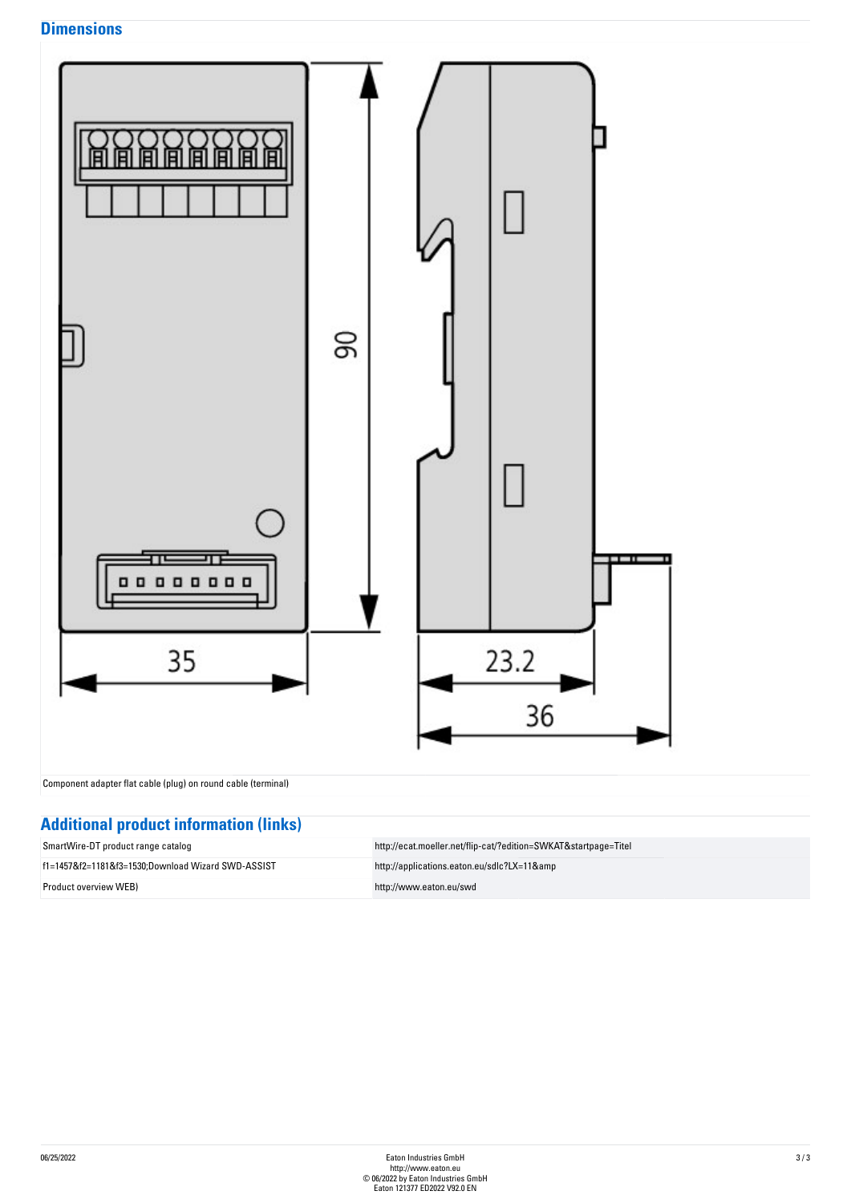## Dimensions

90

35

23.2

36

Component adapter flat cable (plug) on round cable (terminal)

## Additional product information (links)

| | |
|---|---|
| SmartWire-DT product range catalog | http://ecat.moeller.net/flip-cat/?edition=SWKAT&startpage=Titel |
| f1=1457&f2=1181&f3=1530;Download Wizard SWD-ASSIST | http://applications.eaton.eu/sdlc?LX=11&amp |
| Product overview WEB) | http://www.eaton.eu/swd |